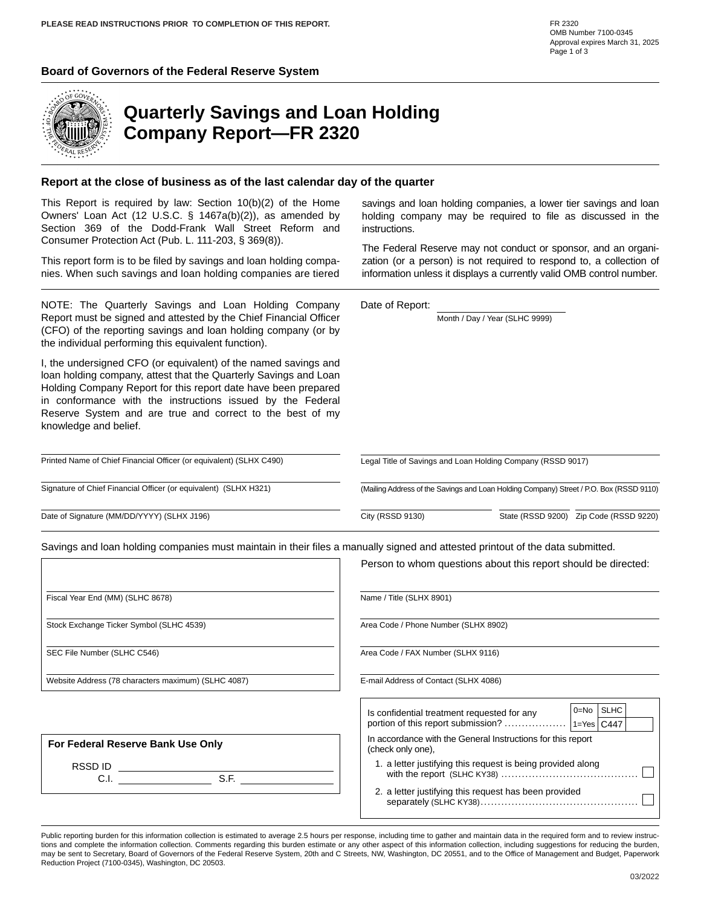PLEASE READ INSTRUCTIONS PRIOR TO COMPLETION OF THIS REPORT.

FR 2320
OMB Number 7100-0345
Approval expires March 31, 2025

**Board of Governors of the Federal Reserve System**

# Quarterly Savings and Loan Holding Company Report—FR 2320

### Report at the close of business as of the last calendar day of the quarter

This Report is required by law: Section 10(b)(2) of the Home Owners' Loan Act (12 U.S.C. § 1467a(b)(2)), as amended by Section 369 of the Dodd-Frank Wall Street Reform and Consumer Protection Act (Pub. L. 111-203, § 369(8)).

This report form is to be filed by savings and loan holding companies. When such savings and loan holding companies are tiered savings and loan holding companies, a lower tier savings and loan holding company may be required to file as discussed in the instructions.

The Federal Reserve may not conduct or sponsor, and an organization (or a person) is not required to respond to, a collection of information unless it displays a currently valid OMB control number.

NOTE: The Quarterly Savings and Loan Holding Company Report must be signed and attested by the Chief Financial Officer (CFO) of the reporting savings and loan holding company (or by the individual performing this equivalent function).

I, the undersigned CFO (or equivalent) of the named savings and loan holding company, attest that the Quarterly Savings and Loan Holding Company Report for this report date have been prepared in conformance with the instructions issued by the Federal Reserve System and are true and correct to the best of my knowledge and belief.

Date of Report: ______________________
Month / Day / Year (SLHC 9999)

______________________
Printed Name of Chief Financial Officer (or equivalent) (SLHX C490)

______________________
Signature of Chief Financial Officer (or equivalent) (SLHX H321)

______________________
Date of Signature (MM/DD/YYYY) (SLHX J196)

______________________
Legal Title of Savings and Loan Holding Company (RSSD 9017)

______________________
(Mailing Address of the Savings and Loan Holding Company) Street / P.O. Box (RSSD 9110)

______________________
City (RSSD 9130) State (RSSD 9200) Zip Code (RSSD 9220)

Savings and loan holding companies must maintain in their files a manually signed and attested printout of the data submitted.

______________________
Fiscal Year End (MM) (SLHC 8678)

______________________
Stock Exchange Ticker Symbol (SLHC 4539)

______________________
SEC File Number (SLHC C546)

______________________
Website Address (78 characters maximum) (SLHC 4087)

Person to whom questions about this report should be directed:

______________________
Name / Title (SLHX 8901)

______________________
Area Code / Phone Number (SLHX 8902)

______________________
Area Code / FAX Number (SLHX 9116)

______________________
E-mail Address of Contact (SLHX 4086)

Is confidential treatment requested for any portion of this report submission? .................. (0=No, 1=Yes) SLHC C447 ☐

In accordance with the General Instructions for this report (check only one),

1. a letter justifying this request is being provided along with the report (SLHC KY38) ........................................ ☐
2. a letter justifying this request has been provided separately (SLHC KY38)............................................. ☐

**For Federal Reserve Bank Use Only**

RSSD ID ______________________
C.I. ____________ S.F. ____________

Public reporting burden for this information collection is estimated to average 2.5 hours per response, including time to gather and maintain data in the required form and to review instructions and complete the information collection. Comments regarding this burden estimate or any other aspect of this information collection, including suggestions for reducing the burden, may be sent to Secretary, Board of Governors of the Federal Reserve System, 20th and C Streets, NW, Washington, DC 20551, and to the Office of Management and Budget, Paperwork Reduction Project (7100-0345), Washington, DC 20503.

03/2022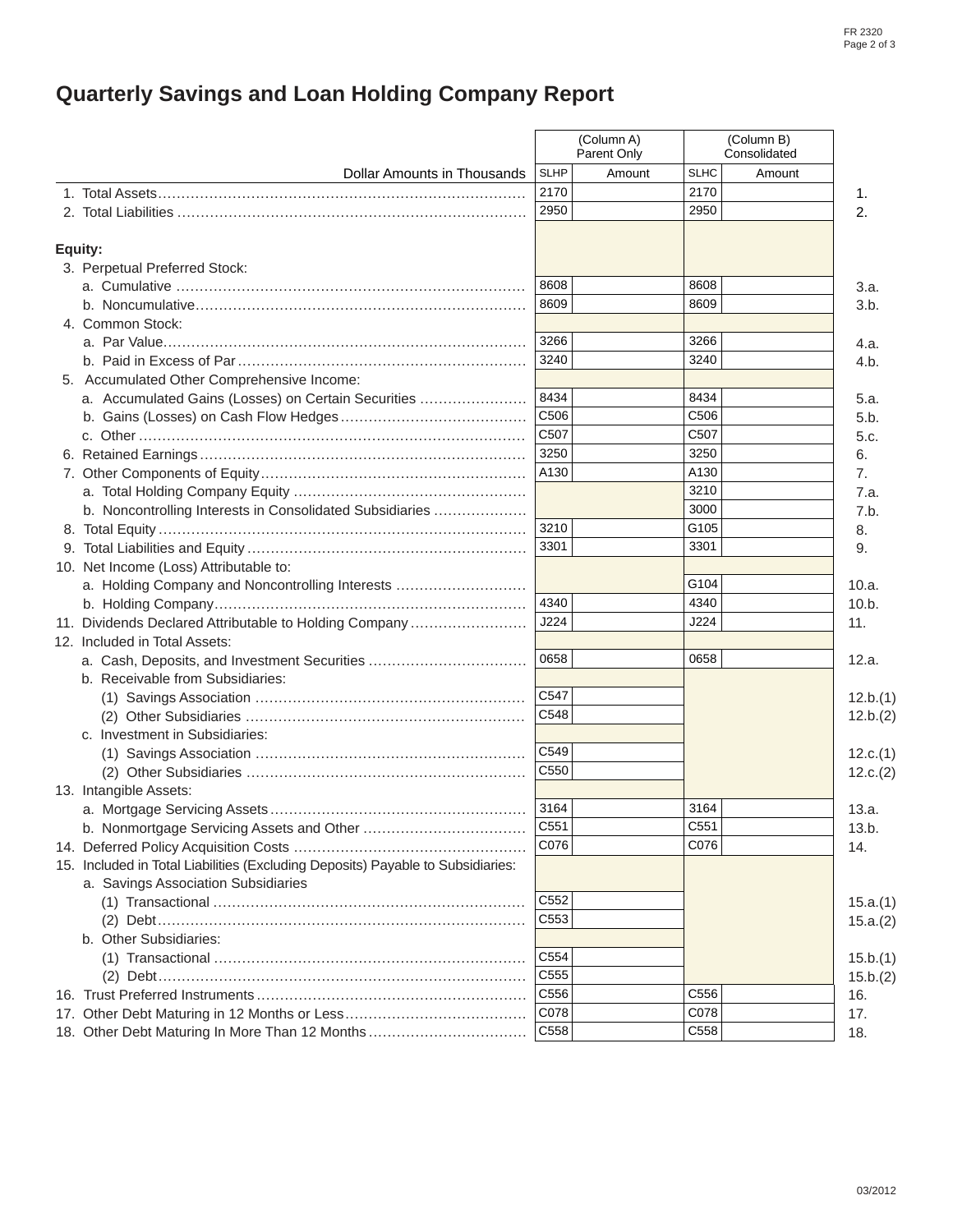# Quarterly Savings and Loan Holding Company Report

| Dollar Amounts in Thousands | (Column A) Parent Only | | (Column B) Consolidated | | |
|---|---|---|---|---|---|
| | SLHP | Amount | SLHC | Amount | |
| 1. Total Assets | 2170 | | 2170 | | 1. |
| 2. Total Liabilities | 2950 | | 2950 | | 2. |
| **Equity:** | | | | | |
| 3. Perpetual Preferred Stock: | | | | | |
| a. Cumulative | 8608 | | 8608 | | 3.a. |
| b. Noncumulative | 8609 | | 8609 | | 3.b. |
| 4. Common Stock: | | | | | |
| a. Par Value | 3266 | | 3266 | | 4.a. |
| b. Paid in Excess of Par | 3240 | | 3240 | | 4.b. |
| 5. Accumulated Other Comprehensive Income: | | | | | |
| a. Accumulated Gains (Losses) on Certain Securities | 8434 | | 8434 | | 5.a. |
| b. Gains (Losses) on Cash Flow Hedges | C506 | | C506 | | 5.b. |
| c. Other | C507 | | C507 | | 5.c. |
| 6. Retained Earnings | 3250 | | 3250 | | 6. |
| 7. Other Components of Equity | A130 | | A130 | | 7. |
| a. Total Holding Company Equity | | | 3210 | | 7.a. |
| b. Noncontrolling Interests in Consolidated Subsidiaries | | | 3000 | | 7.b. |
| 8. Total Equity | 3210 | | G105 | | 8. |
| 9. Total Liabilities and Equity | 3301 | | 3301 | | 9. |
| 10. Net Income (Loss) Attributable to: | | | | | |
| a. Holding Company and Noncontrolling Interests | | | G104 | | 10.a. |
| b. Holding Company | 4340 | | 4340 | | 10.b. |
| 11. Dividends Declared Attributable to Holding Company | J224 | | J224 | | 11. |
| 12. Included in Total Assets: | | | | | |
| a. Cash, Deposits, and Investment Securities | 0658 | | 0658 | | 12.a. |
| b. Receivable from Subsidiaries: | | | | | |
| (1) Savings Association | C547 | | | | 12.b.(1) |
| (2) Other Subsidiaries | C548 | | | | 12.b.(2) |
| c. Investment in Subsidiaries: | | | | | |
| (1) Savings Association | C549 | | | | 12.c.(1) |
| (2) Other Subsidiaries | C550 | | | | 12.c.(2) |
| 13. Intangible Assets: | | | | | |
| a. Mortgage Servicing Assets | 3164 | | 3164 | | 13.a. |
| b. Nonmortgage Servicing Assets and Other | C551 | | C551 | | 13.b. |
| 14. Deferred Policy Acquisition Costs | C076 | | C076 | | 14. |
| 15. Included in Total Liabilities (Excluding Deposits) Payable to Subsidiaries: | | | | | |
| a. Savings Association Subsidiaries | | | | | |
| (1) Transactional | C552 | | | | 15.a.(1) |
| (2) Debt | C553 | | | | 15.a.(2) |
| b. Other Subsidiaries: | | | | | |
| (1) Transactional | C554 | | | | 15.b.(1) |
| (2) Debt | C555 | | | | 15.b.(2) |
| 16. Trust Preferred Instruments | C556 | | C556 | | 16. |
| 17. Other Debt Maturing in 12 Months or Less | C078 | | C078 | | 17. |
| 18. Other Debt Maturing In More Than 12 Months | C558 | | C558 | | 18. |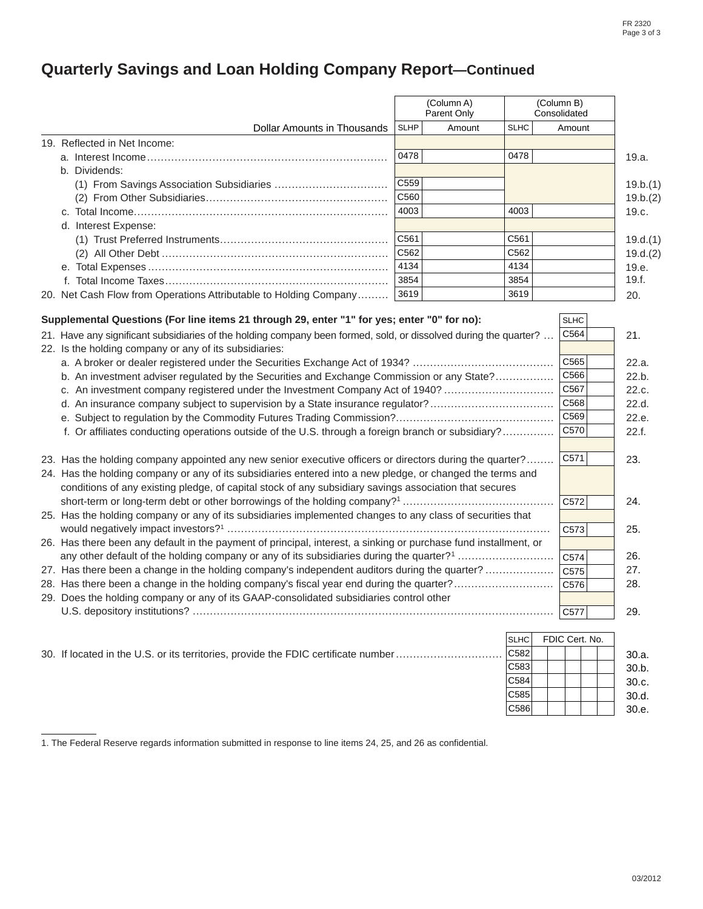# Quarterly Savings and Loan Holding Company Report—Continued

| Dollar Amounts in Thousands | (Column A) Parent Only | | (Column B) Consolidated | | |
|---|---|---|---|---|---|
| | SLHP | Amount | SLHC | Amount | |
| 19. Reflected in Net Income: | | | | | |
| a. Interest Income | 0478 | | 0478 | | 19.a. |
| b. Dividends: | | | | | |
| (1) From Savings Association Subsidiaries | C559 | | | | 19.b.(1) |
| (2) From Other Subsidiaries | C560 | | | | 19.b.(2) |
| c. Total Income | 4003 | | 4003 | | 19.c. |
| d. Interest Expense: | | | | | |
| (1) Trust Preferred Instruments | C561 | | C561 | | 19.d.(1) |
| (2) All Other Debt | C562 | | C562 | | 19.d.(2) |
| e. Total Expenses | 4134 | | 4134 | | 19.e. |
| f. Total Income Taxes | 3854 | | 3854 | | 19.f. |
| 20. Net Cash Flow from Operations Attributable to Holding Company | 3619 | | 3619 | | 20. |

**Supplemental Questions (For line items 21 through 29, enter "1" for yes; enter "0" for no):**

| | SLHC | | |
|---|---|---|---|
| 21. Have any significant subsidiaries of the holding company been formed, sold, or dissolved during the quarter? | C564 | | 21. |
| 22. Is the holding company or any of its subsidiaries: | | | |
| a. A broker or dealer registered under the Securities Exchange Act of 1934? | C565 | | 22.a. |
| b. An investment adviser regulated by the Securities and Exchange Commission or any State? | C566 | | 22.b. |
| c. An investment company registered under the Investment Company Act of 1940? | C567 | | 22.c. |
| d. An insurance company subject to supervision by a State insurance regulator? | C568 | | 22.d. |
| e. Subject to regulation by the Commodity Futures Trading Commission? | C569 | | 22.e. |
| f. Or affiliates conducting operations outside of the U.S. through a foreign branch or subsidiary? | C570 | | 22.f. |
| 23. Has the holding company appointed any new senior executive officers or directors during the quarter? | C571 | | 23. |
| 24. Has the holding company or any of its subsidiaries entered into a new pledge, or changed the terms and conditions of any existing pledge, of capital stock of any subsidiary savings association that secures short-term or long-term debt or other borrowings of the holding company?[1] | C572 | | 24. |
| 25. Has the holding company or any of its subsidiaries implemented changes to any class of securities that would negatively impact investors?[1] | C573 | | 25. |
| 26. Has there been any default in the payment of principal, interest, a sinking or purchase fund installment, or any other default of the holding company or any of its subsidiaries during the quarter?[1] | C574 | | 26. |
| 27. Has there been a change in the holding company's independent auditors during the quarter? | C575 | | 27. |
| 28. Has there been a change in the holding company's fiscal year end during the quarter? | C576 | | 28. |
| 29. Does the holding company or any of its GAAP-consolidated subsidiaries control other U.S. depository institutions? | C577 | | 29. |

| | SLHC | FDIC Cert. No. | |
|---|---|---|---|
| 30. If located in the U.S. or its territories, provide the FDIC certificate number | C582 | | 30.a. |
| | C583 | | 30.b. |
| | C584 | | 30.c. |
| | C585 | | 30.d. |
| | C586 | | 30.e. |

1. The Federal Reserve regards information submitted in response to line items 24, 25, and 26 as confidential.